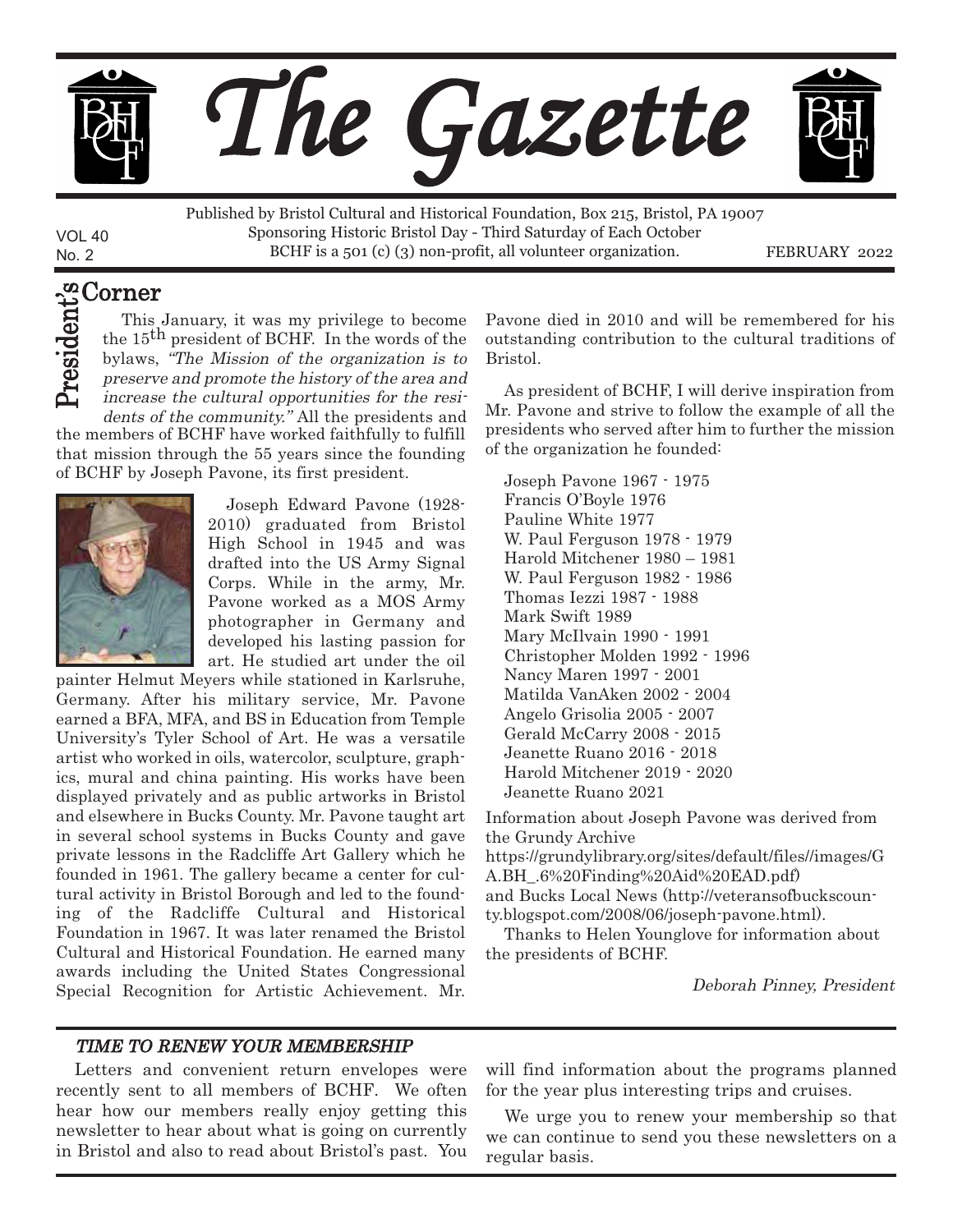# The Gazette

Published by Bristol Cultural and Historical Foundation, Box 215, Bristol, PA 19007
Sponsoring Historic Bristol Day - Third Saturday of Each October
BCHF is a 501 (c) (3) non-profit, all volunteer organization.

VOL 40
No. 2

FEBRUARY 2022

## President's Corner

This January, it was my privilege to become the 15th president of BCHF. In the words of the bylaws, *"The Mission of the organization is to preserve and promote the history of the area and increase the cultural opportunities for the residents of the community."* All the presidents and the members of BCHF have worked faithfully to fulfill that mission through the 55 years since the founding of BCHF by Joseph Pavone, its first president.

Joseph Edward Pavone (1928-2010) graduated from Bristol High School in 1945 and was drafted into the US Army Signal Corps. While in the army, Mr. Pavone worked as a MOS Army photographer in Germany and developed his lasting passion for art. He studied art under the oil painter Helmut Meyers while stationed in Karlsruhe, Germany. After his military service, Mr. Pavone earned a BFA, MFA, and BS in Education from Temple University's Tyler School of Art. He was a versatile artist who worked in oils, watercolor, sculpture, graphics, mural and china painting. His works have been displayed privately and as public artworks in Bristol and elsewhere in Bucks County. Mr. Pavone taught art in several school systems in Bucks County and gave private lessons in the Radcliffe Art Gallery which he founded in 1961. The gallery became a center for cultural activity in Bristol Borough and led to the founding of the Radcliffe Cultural and Historical Foundation in 1967. It was later renamed the Bristol Cultural and Historical Foundation. He earned many awards including the United States Congressional Special Recognition for Artistic Achievement. Mr. Pavone died in 2010 and will be remembered for his outstanding contribution to the cultural traditions of Bristol.

As president of BCHF, I will derive inspiration from Mr. Pavone and strive to follow the example of all the presidents who served after him to further the mission of the organization he founded:

Joseph Pavone 1967 - 1975
Francis O'Boyle 1976
Pauline White 1977
W. Paul Ferguson 1978 - 1979
Harold Mitchener 1980 – 1981
W. Paul Ferguson 1982 - 1986
Thomas Iezzi 1987 - 1988
Mark Swift 1989
Mary McIlvain 1990 - 1991
Christopher Molden 1992 - 1996
Nancy Maren 1997 - 2001
Matilda VanAken 2002 - 2004
Angelo Grisolia 2005 - 2007
Gerald McCarry 2008 - 2015
Jeanette Ruano 2016 - 2018
Harold Mitchener 2019 - 2020
Jeanette Ruano 2021

Information about Joseph Pavone was derived from the Grundy Archive https://grundylibrary.org/sites/default/files//images/GA.BH_.6%20Finding%20Aid%20EAD.pdf) and Bucks Local News (http://veteransofbuckscounty.blogspot.com/2008/06/joseph-pavone.html).

Thanks to Helen Younglove for information about the presidents of BCHF.

*Deborah Pinney, President*

### *TIME TO RENEW YOUR MEMBERSHIP*

Letters and convenient return envelopes were recently sent to all members of BCHF. We often hear how our members really enjoy getting this newsletter to hear about what is going on currently in Bristol and also to read about Bristol's past. You will find information about the programs planned for the year plus interesting trips and cruises.

We urge you to renew your membership so that we can continue to send you these newsletters on a regular basis.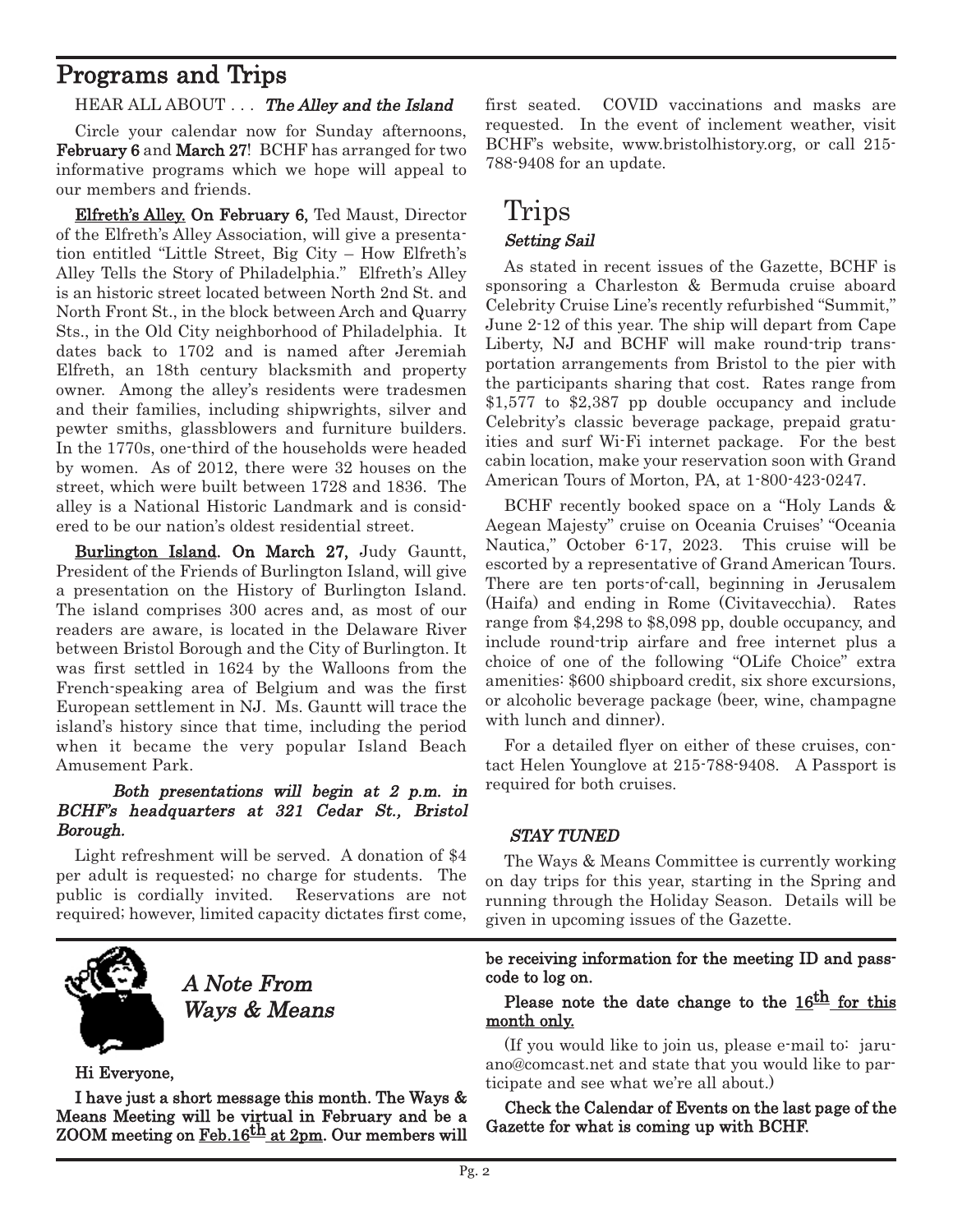# Programs and Trips

HEAR ALL ABOUT . . . ***The Alley and the Island***

Circle your calendar now for Sunday afternoons, **February 6** and **March 27**! BCHF has arranged for two informative programs which we hope will appeal to our members and friends.

**Elfreth's Alley. On February 6,** Ted Maust, Director of the Elfreth's Alley Association, will give a presentation entitled "Little Street, Big City – How Elfreth's Alley Tells the Story of Philadelphia." Elfreth's Alley is an historic street located between North 2nd St. and North Front St., in the block between Arch and Quarry Sts., in the Old City neighborhood of Philadelphia. It dates back to 1702 and is named after Jeremiah Elfreth, an 18th century blacksmith and property owner. Among the alley's residents were tradesmen and their families, including shipwrights, silver and pewter smiths, glassblowers and furniture builders. In the 1770s, one-third of the households were headed by women. As of 2012, there were 32 houses on the street, which were built between 1728 and 1836. The alley is a National Historic Landmark and is considered to be our nation's oldest residential street.

**Burlington Island. On March 27,** Judy Gauntt, President of the Friends of Burlington Island, will give a presentation on the History of Burlington Island. The island comprises 300 acres and, as most of our readers are aware, is located in the Delaware River between Bristol Borough and the City of Burlington. It was first settled in 1624 by the Walloons from the French-speaking area of Belgium and was the first European settlement in NJ. Ms. Gauntt will trace the island's history since that time, including the period when it became the very popular Island Beach Amusement Park.

***Both presentations will begin at 2 p.m. in BCHF's headquarters at 321 Cedar St., Bristol Borough.***

Light refreshment will be served. A donation of $4 per adult is requested; no charge for students. The public is cordially invited. Reservations are not required; however, limited capacity dictates first come, first seated. COVID vaccinations and masks are requested. In the event of inclement weather, visit BCHF's website, www.bristolhistory.org, or call 215-788-9408 for an update.

## Trips

***Setting Sail***

As stated in recent issues of the Gazette, BCHF is sponsoring a Charleston & Bermuda cruise aboard Celebrity Cruise Line's recently refurbished "Summit," June 2-12 of this year. The ship will depart from Cape Liberty, NJ and BCHF will make round-trip transportation arrangements from Bristol to the pier with the participants sharing that cost. Rates range from $1,577 to $2,387 pp double occupancy and include Celebrity's classic beverage package, prepaid gratuities and surf Wi-Fi internet package. For the best cabin location, make your reservation soon with Grand American Tours of Morton, PA, at 1-800-423-0247.

BCHF recently booked space on a "Holy Lands & Aegean Majesty" cruise on Oceania Cruises' "Oceania Nautica," October 6-17, 2023. This cruise will be escorted by a representative of Grand American Tours. There are ten ports-of-call, beginning in Jerusalem (Haifa) and ending in Rome (Civitavecchia). Rates range from $4,298 to $8,098 pp, double occupancy, and include round-trip airfare and free internet plus a choice of one of the following "OLife Choice" extra amenities: $600 shipboard credit, six shore excursions, or alcoholic beverage package (beer, wine, champagne with lunch and dinner).

For a detailed flyer on either of these cruises, contact Helen Younglove at 215-788-9408. A Passport is required for both cruises.

***STAY TUNED***

The Ways & Means Committee is currently working on day trips for this year, starting in the Spring and running through the Holiday Season. Details will be given in upcoming issues of the Gazette.

---

## *A Note From Ways & Means*

**Hi Everyone,**

**I have just a short message this month. The Ways & Means Meeting will be virtual in February and be a ZOOM meeting on <u>Feb.16th at 2pm</u>. Our members will be receiving information for the meeting ID and passcode to log on.**

**Please note the date change to the <u>16th for this month only.</u>**

(If you would like to join us, please e-mail to: jaruano@comcast.net and state that you would like to participate and see what we're all about.)

**Check the Calendar of Events on the last page of the Gazette for what is coming up with BCHF.**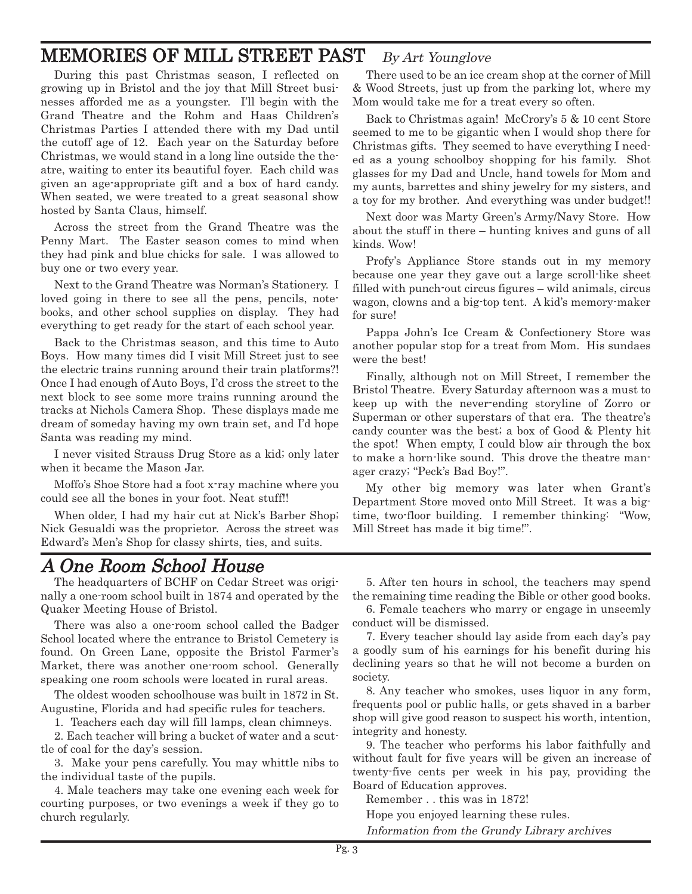## MEMORIES OF MILL STREET PAST *By Art Younglove*

During this past Christmas season, I reflected on growing up in Bristol and the joy that Mill Street businesses afforded me as a youngster. I'll begin with the Grand Theatre and the Rohm and Haas Children's Christmas Parties I attended there with my Dad until the cutoff age of 12. Each year on the Saturday before Christmas, we would stand in a long line outside the theatre, waiting to enter its beautiful foyer. Each child was given an age-appropriate gift and a box of hard candy. When seated, we were treated to a great seasonal show hosted by Santa Claus, himself.

Across the street from the Grand Theatre was the Penny Mart. The Easter season comes to mind when they had pink and blue chicks for sale. I was allowed to buy one or two every year.

Next to the Grand Theatre was Norman's Stationery. I loved going in there to see all the pens, pencils, notebooks, and other school supplies on display. They had everything to get ready for the start of each school year.

Back to the Christmas season, and this time to Auto Boys. How many times did I visit Mill Street just to see the electric trains running around their train platforms?! Once I had enough of Auto Boys, I'd cross the street to the next block to see some more trains running around the tracks at Nichols Camera Shop. These displays made me dream of someday having my own train set, and I'd hope Santa was reading my mind.

I never visited Strauss Drug Store as a kid; only later when it became the Mason Jar.

Moffo's Shoe Store had a foot x-ray machine where you could see all the bones in your foot. Neat stuff!!

When older, I had my hair cut at Nick's Barber Shop; Nick Gesualdi was the proprietor. Across the street was Edward's Men's Shop for classy shirts, ties, and suits.

There used to be an ice cream shop at the corner of Mill & Wood Streets, just up from the parking lot, where my Mom would take me for a treat every so often.

Back to Christmas again! McCrory's 5 & 10 cent Store seemed to me to be gigantic when I would shop there for Christmas gifts. They seemed to have everything I needed as a young schoolboy shopping for his family. Shot glasses for my Dad and Uncle, hand towels for Mom and my aunts, barrettes and shiny jewelry for my sisters, and a toy for my brother. And everything was under budget!!

Next door was Marty Green's Army/Navy Store. How about the stuff in there – hunting knives and guns of all kinds. Wow!

Profy's Appliance Store stands out in my memory because one year they gave out a large scroll-like sheet filled with punch-out circus figures – wild animals, circus wagon, clowns and a big-top tent. A kid's memory-maker for sure!

Pappa John's Ice Cream & Confectionery Store was another popular stop for a treat from Mom. His sundaes were the best!

Finally, although not on Mill Street, I remember the Bristol Theatre. Every Saturday afternoon was a must to keep up with the never-ending storyline of Zorro or Superman or other superstars of that era. The theatre's candy counter was the best; a box of Good & Plenty hit the spot! When empty, I could blow air through the box to make a horn-like sound. This drove the theatre manager crazy; "Peck's Bad Boy!".

My other big memory was later when Grant's Department Store moved onto Mill Street. It was a big-time, two-floor building. I remember thinking: "Wow, Mill Street has made it big time!".

## *A One Room School House*

The headquarters of BCHF on Cedar Street was originally a one-room school built in 1874 and operated by the Quaker Meeting House of Bristol.

There was also a one-room school called the Badger School located where the entrance to Bristol Cemetery is found. On Green Lane, opposite the Bristol Farmer's Market, there was another one-room school. Generally speaking one room schools were located in rural areas.

The oldest wooden schoolhouse was built in 1872 in St. Augustine, Florida and had specific rules for teachers.

1. Teachers each day will fill lamps, clean chimneys.
2. Each teacher will bring a bucket of water and a scuttle of coal for the day's session.
3. Make your pens carefully. You may whittle nibs to the individual taste of the pupils.
4. Male teachers may take one evening each week for courting purposes, or two evenings a week if they go to church regularly.
5. After ten hours in school, the teachers may spend the remaining time reading the Bible or other good books.
6. Female teachers who marry or engage in unseemly conduct will be dismissed.
7. Every teacher should lay aside from each day's pay a goodly sum of his earnings for his benefit during his declining years so that he will not become a burden on society.
8. Any teacher who smokes, uses liquor in any form, frequents pool or public halls, or gets shaved in a barber shop will give good reason to suspect his worth, intention, integrity and honesty.
9. The teacher who performs his labor faithfully and without fault for five years will be given an increase of twenty-five cents per week in his pay, providing the Board of Education approves.

Remember . . this was in 1872!

Hope you enjoyed learning these rules.

*Information from the Grundy Library archives*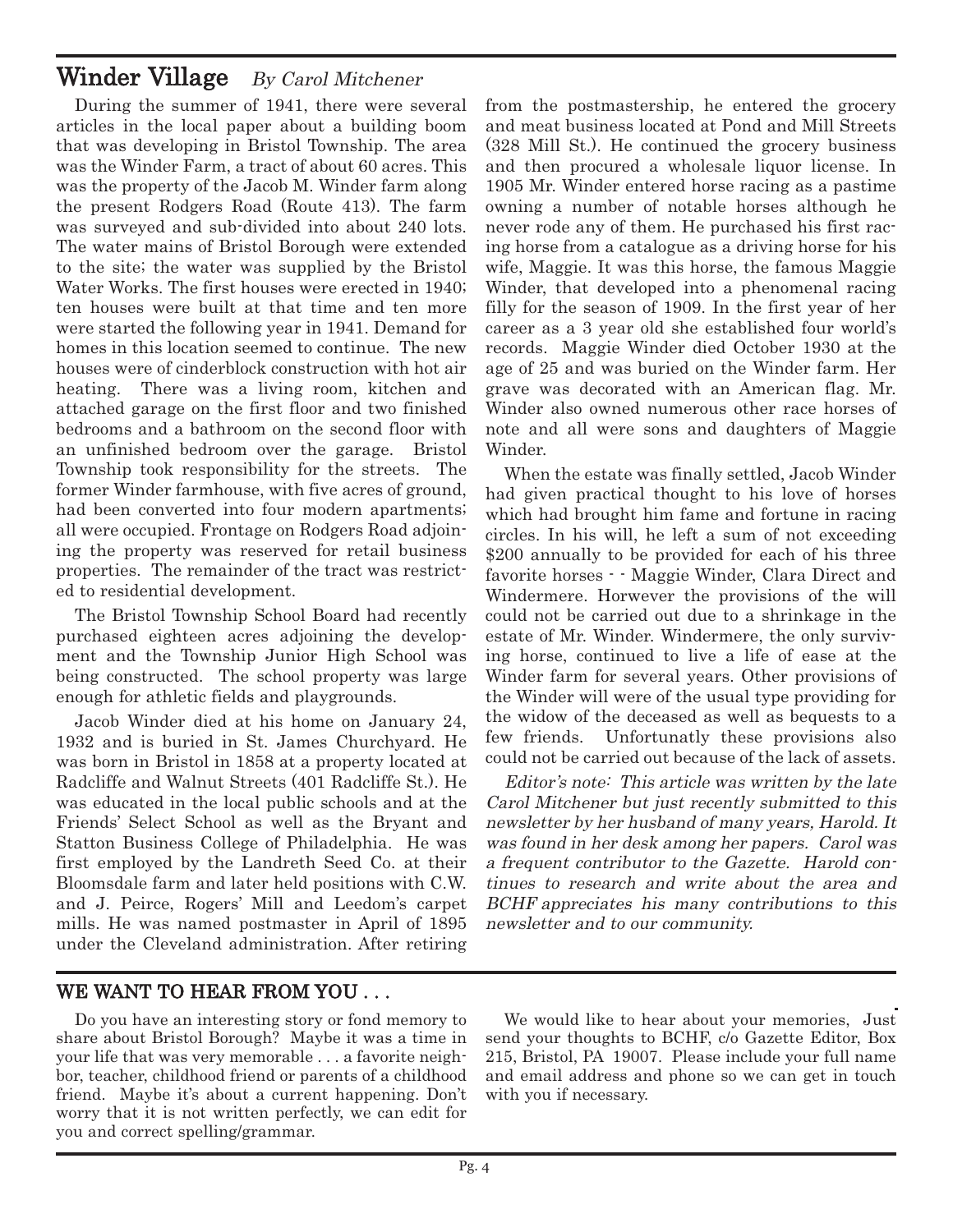## Winder Village *By Carol Mitchener*

During the summer of 1941, there were several articles in the local paper about a building boom that was developing in Bristol Township. The area was the Winder Farm, a tract of about 60 acres. This was the property of the Jacob M. Winder farm along the present Rodgers Road (Route 413). The farm was surveyed and sub-divided into about 240 lots. The water mains of Bristol Borough were extended to the site; the water was supplied by the Bristol Water Works. The first houses were erected in 1940; ten houses were built at that time and ten more were started the following year in 1941. Demand for homes in this location seemed to continue. The new houses were of cinderblock construction with hot air heating. There was a living room, kitchen and attached garage on the first floor and two finished bedrooms and a bathroom on the second floor with an unfinished bedroom over the garage. Bristol Township took responsibility for the streets. The former Winder farmhouse, with five acres of ground, had been converted into four modern apartments; all were occupied. Frontage on Rodgers Road adjoining the property was reserved for retail business properties. The remainder of the tract was restricted to residential development.

The Bristol Township School Board had recently purchased eighteen acres adjoining the development and the Township Junior High School was being constructed. The school property was large enough for athletic fields and playgrounds.

Jacob Winder died at his home on January 24, 1932 and is buried in St. James Churchyard. He was born in Bristol in 1858 at a property located at Radcliffe and Walnut Streets (401 Radcliffe St.). He was educated in the local public schools and at the Friends' Select School as well as the Bryant and Statton Business College of Philadelphia. He was first employed by the Landreth Seed Co. at their Bloomsdale farm and later held positions with C.W. and J. Peirce, Rogers' Mill and Leedom's carpet mills. He was named postmaster in April of 1895 under the Cleveland administration. After retiring from the postmastership, he entered the grocery and meat business located at Pond and Mill Streets (328 Mill St.). He continued the grocery business and then procured a wholesale liquor license. In 1905 Mr. Winder entered horse racing as a pastime owning a number of notable horses although he never rode any of them. He purchased his first racing horse from a catalogue as a driving horse for his wife, Maggie. It was this horse, the famous Maggie Winder, that developed into a phenomenal racing filly for the season of 1909. In the first year of her career as a 3 year old she established four world's records. Maggie Winder died October 1930 at the age of 25 and was buried on the Winder farm. Her grave was decorated with an American flag. Mr. Winder also owned numerous other race horses of note and all were sons and daughters of Maggie Winder.

When the estate was finally settled, Jacob Winder had given practical thought to his love of horses which had brought him fame and fortune in racing circles. In his will, he left a sum of not exceeding \$200 annually to be provided for each of his three favorite horses - - Maggie Winder, Clara Direct and Windermere. Horwever the provisions of the will could not be carried out due to a shrinkage in the estate of Mr. Winder. Windermere, the only surviving horse, continued to live a life of ease at the Winder farm for several years. Other provisions of the Winder will were of the usual type providing for the widow of the deceased as well as bequests to a few friends. Unfortunatly these provisions also could not be carried out because of the lack of assets.

*Editor's note: This article was written by the late Carol Mitchener but just recently submitted to this newsletter by her husband of many years, Harold. It was found in her desk among her papers. Carol was a frequent contributor to the Gazette. Harold continues to research and write about the area and BCHF appreciates his many contributions to this newsletter and to our community.*

## WE WANT TO HEAR FROM YOU . . .

Do you have an interesting story or fond memory to share about Bristol Borough? Maybe it was a time in your life that was very memorable . . . a favorite neighbor, teacher, childhood friend or parents of a childhood friend. Maybe it's about a current happening. Don't worry that it is not written perfectly, we can edit for you and correct spelling/grammar.

We would like to hear about your memories, Just send your thoughts to BCHF, c/o Gazette Editor, Box 215, Bristol, PA 19007. Please include your full name and email address and phone so we can get in touch with you if necessary.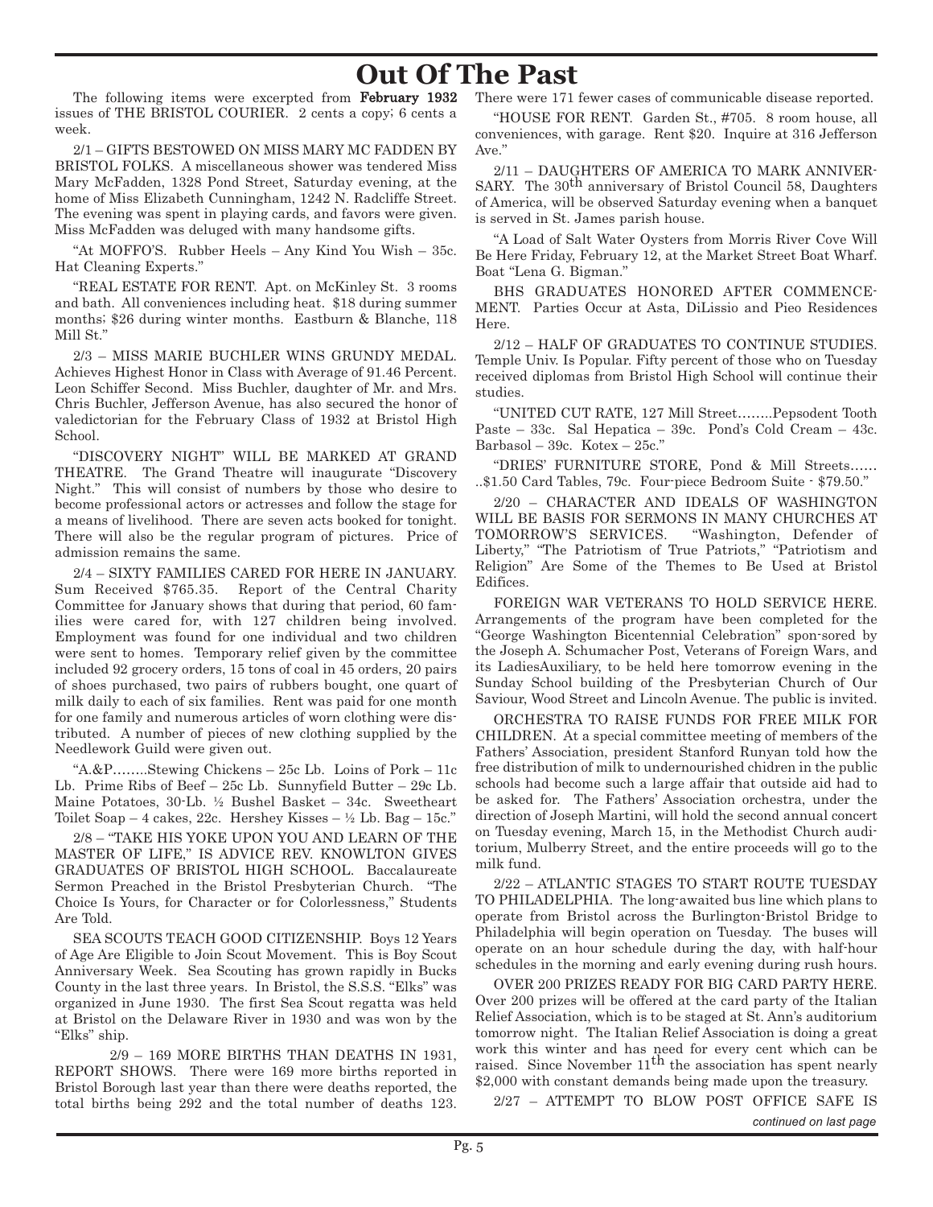# Out Of The Past

The following items were excerpted from **February 1932** issues of THE BRISTOL COURIER. 2 cents a copy; 6 cents a week.

2/1 – GIFTS BESTOWED ON MISS MARY MC FADDEN BY BRISTOL FOLKS. A miscellaneous shower was tendered Miss Mary McFadden, 1328 Pond Street, Saturday evening, at the home of Miss Elizabeth Cunningham, 1242 N. Radcliffe Street. The evening was spent in playing cards, and favors were given. Miss McFadden was deluged with many handsome gifts.

"At MOFFO'S. Rubber Heels – Any Kind You Wish – 35c. Hat Cleaning Experts."

"REAL ESTATE FOR RENT. Apt. on McKinley St. 3 rooms and bath. All conveniences including heat. $18 during summer months; $26 during winter months. Eastburn & Blanche, 118 Mill St."

2/3 – MISS MARIE BUCHLER WINS GRUNDY MEDAL. Achieves Highest Honor in Class with Average of 91.46 Percent. Leon Schiffer Second. Miss Buchler, daughter of Mr. and Mrs. Chris Buchler, Jefferson Avenue, has also secured the honor of valedictorian for the February Class of 1932 at Bristol High School.

"DISCOVERY NIGHT" WILL BE MARKED AT GRAND THEATRE. The Grand Theatre will inaugurate "Discovery Night." This will consist of numbers by those who desire to become professional actors or actresses and follow the stage for a means of livelihood. There are seven acts booked for tonight. There will also be the regular program of pictures. Price of admission remains the same.

2/4 – SIXTY FAMILIES CARED FOR HERE IN JANUARY. Sum Received $765.35. Report of the Central Charity Committee for January shows that during that period, 60 families were cared for, with 127 children being involved. Employment was found for one individual and two children were sent to homes. Temporary relief given by the committee included 92 grocery orders, 15 tons of coal in 45 orders, 20 pairs of shoes purchased, two pairs of rubbers bought, one quart of milk daily to each of six families. Rent was paid for one month for one family and numerous articles of worn clothing were distributed. A number of pieces of new clothing supplied by the Needlework Guild were given out.

"A.&P……..Stewing Chickens – 25c Lb. Loins of Pork – 11c Lb. Prime Ribs of Beef – 25c Lb. Sunnyfield Butter – 29c Lb. Maine Potatoes, 30-Lb. ½ Bushel Basket – 34c. Sweetheart Toilet Soap – 4 cakes, 22c. Hershey Kisses – ½ Lb. Bag – 15c."

2/8 – "TAKE HIS YOKE UPON YOU AND LEARN OF THE MASTER OF LIFE," IS ADVICE REV. KNOWLTON GIVES GRADUATES OF BRISTOL HIGH SCHOOL. Baccalaureate Sermon Preached in the Bristol Presbyterian Church. "The Choice Is Yours, for Character or for Colorlessness," Students Are Told.

SEA SCOUTS TEACH GOOD CITIZENSHIP. Boys 12 Years of Age Are Eligible to Join Scout Movement. This is Boy Scout Anniversary Week. Sea Scouting has grown rapidly in Bucks County in the last three years. In Bristol, the S.S.S. "Elks" was organized in June 1930. The first Sea Scout regatta was held at Bristol on the Delaware River in 1930 and was won by the "Elks" ship.

2/9 – 169 MORE BIRTHS THAN DEATHS IN 1931, REPORT SHOWS. There were 169 more births reported in Bristol Borough last year than there were deaths reported, the total births being 292 and the total number of deaths 123. There were 171 fewer cases of communicable disease reported.

"HOUSE FOR RENT. Garden St., #705. 8 room house, all conveniences, with garage. Rent $20. Inquire at 316 Jefferson Ave."

2/11 – DAUGHTERS OF AMERICA TO MARK ANNIVERSARY. The 30th anniversary of Bristol Council 58, Daughters of America, will be observed Saturday evening when a banquet is served in St. James parish house.

"A Load of Salt Water Oysters from Morris River Cove Will Be Here Friday, February 12, at the Market Street Boat Wharf. Boat "Lena G. Bigman."

BHS GRADUATES HONORED AFTER COMMENCEMENT. Parties Occur at Asta, DiLissio and Pieo Residences Here.

2/12 – HALF OF GRADUATES TO CONTINUE STUDIES. Temple Univ. Is Popular. Fifty percent of those who on Tuesday received diplomas from Bristol High School will continue their studies.

"UNITED CUT RATE, 127 Mill Street……..Pepsodent Tooth Paste – 33c. Sal Hepatica – 39c. Pond's Cold Cream – 43c. Barbasol – 39c. Kotex – 25c."

"DRIES' FURNITURE STORE, Pond & Mill Streets……..$1.50 Card Tables, 79c. Four-piece Bedroom Suite - $79.50."

2/20 – CHARACTER AND IDEALS OF WASHINGTON WILL BE BASIS FOR SERMONS IN MANY CHURCHES AT TOMORROW'S SERVICES. "Washington, Defender of Liberty," "The Patriotism of True Patriots," "Patriotism and Religion" Are Some of the Themes to Be Used at Bristol Edifices.

FOREIGN WAR VETERANS TO HOLD SERVICE HERE. Arrangements of the program have been completed for the "George Washington Bicentennial Celebration" sponsored by the Joseph A. Schumacher Post, Veterans of Foreign Wars, and its LadiesAuxiliary, to be held here tomorrow evening in the Sunday School building of the Presbyterian Church of Our Saviour, Wood Street and Lincoln Avenue. The public is invited.

ORCHESTRA TO RAISE FUNDS FOR FREE MILK FOR CHILDREN. At a special committee meeting of members of the Fathers' Association, president Stanford Runyan told how the free distribution of milk to undernourished children in the public schools had become such a large affair that outside aid had to be asked for. The Fathers' Association orchestra, under the direction of Joseph Martini, will hold the second annual concert on Tuesday evening, March 15, in the Methodist Church auditorium, Mulberry Street, and the entire proceeds will go to the milk fund.

2/22 – ATLANTIC STAGES TO START ROUTE TUESDAY TO PHILADELPHIA. The long-awaited bus line which plans to operate from Bristol across the Burlington-Bristol Bridge to Philadelphia will begin operation on Tuesday. The buses will operate on an hour schedule during the day, with half-hour schedules in the morning and early evening during rush hours.

OVER 200 PRIZES READY FOR BIG CARD PARTY HERE. Over 200 prizes will be offered at the card party of the Italian Relief Association, which is to be staged at St. Ann's auditorium tomorrow night. The Italian Relief Association is doing a great work this winter and has need for every cent which can be raised. Since November 11th the association has spent nearly $2,000 with constant demands being made upon the treasury.

2/27 – ATTEMPT TO BLOW POST OFFICE SAFE IS

*continued on last page*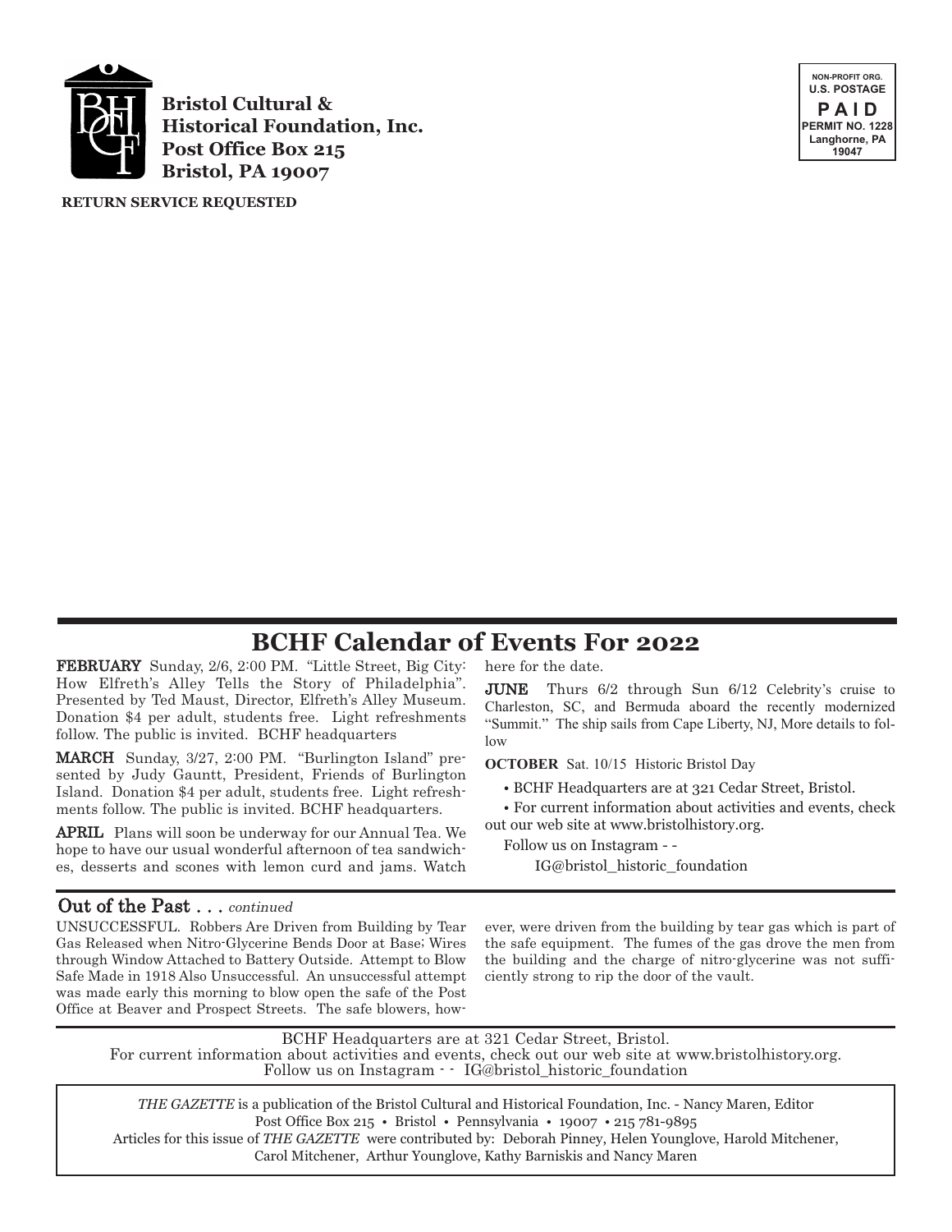**Bristol Cultural & Historical Foundation, Inc.**
**Post Office Box 215**
**Bristol, PA 19007**

**RETURN SERVICE REQUESTED**

NON-PROFIT ORG.
U.S. POSTAGE
**PAID**
PERMIT NO. 1228
Langhorne, PA
19047

# BCHF Calendar of Events For 2022

**FEBRUARY** Sunday, 2/6, 2:00 PM. "Little Street, Big City: How Elfreth's Alley Tells the Story of Philadelphia". Presented by Ted Maust, Director, Elfreth's Alley Museum. Donation $4 per adult, students free. Light refreshments follow. The public is invited. BCHF headquarters

**MARCH** Sunday, 3/27, 2:00 PM. "Burlington Island" presented by Judy Gauntt, President, Friends of Burlington Island. Donation $4 per adult, students free. Light refreshments follow. The public is invited. BCHF headquarters.

**APRIL** Plans will soon be underway for our Annual Tea. We hope to have our usual wonderful afternoon of tea sandwiches, desserts and scones with lemon curd and jams. Watch here for the date.

**JUNE** Thurs 6/2 through Sun 6/12 Celebrity's cruise to Charleston, SC, and Bermuda aboard the recently modernized "Summit." The ship sails from Cape Liberty, NJ, More details to follow

**OCTOBER** Sat. 10/15 Historic Bristol Day

- BCHF Headquarters are at 321 Cedar Street, Bristol.
- For current information about activities and events, check out our web site at www.bristolhistory.org.

Follow us on Instagram - -
IG@bristol_historic_foundation

## Out of the Past . . . *continued*

UNSUCCESSFUL. Robbers Are Driven from Building by Tear Gas Released when Nitro-Glycerine Bends Door at Base; Wires through Window Attached to Battery Outside. Attempt to Blow Safe Made in 1918 Also Unsuccessful. An unsuccessful attempt was made early this morning to blow open the safe of the Post Office at Beaver and Prospect Streets. The safe blowers, however, were driven from the building by tear gas which is part of the safe equipment. The fumes of the gas drove the men from the building and the charge of nitro-glycerine was not sufficiently strong to rip the door of the vault.

BCHF Headquarters are at 321 Cedar Street, Bristol.
For current information about activities and events, check out our web site at www.bristolhistory.org.
Follow us on Instagram - - IG@bristol_historic_foundation

*THE GAZETTE* is a publication of the Bristol Cultural and Historical Foundation, Inc. - Nancy Maren, Editor
Post Office Box 215 • Bristol • Pennsylvania • 19007 • 215 781-9895
Articles for this issue of *THE GAZETTE* were contributed by: Deborah Pinney, Helen Younglove, Harold Mitchener, Carol Mitchener, Arthur Younglove, Kathy Barniskis and Nancy Maren